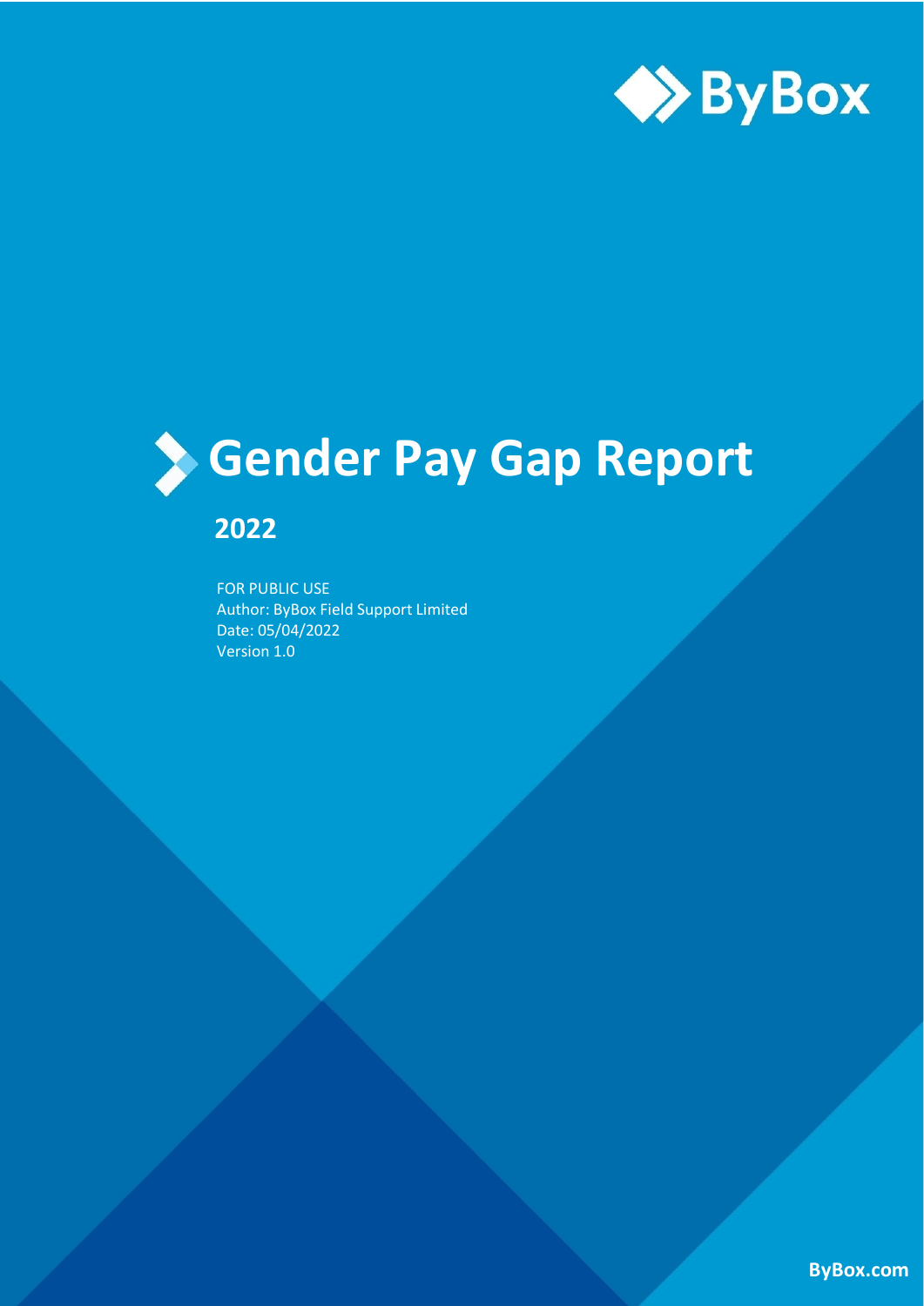ByBox

# Gender Pay Gap Report

## 2022

FOR PUBLIC USE
Author: ByBox Field Support Limited
Date: 05/04/2022
Version 1.0

ByBox.com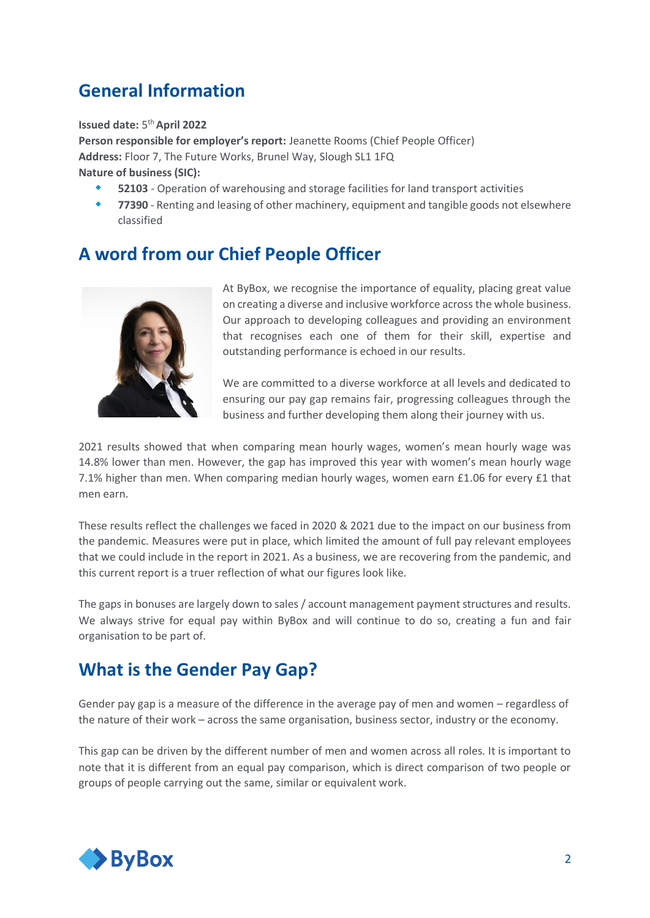## General Information

**Issued date:** 5th **April 2022**
**Person responsible for employer's report:** Jeanette Rooms (Chief People Officer)
**Address:** Floor 7, The Future Works, Brunel Way, Slough SL1 1FQ
**Nature of business (SIC):**

- **52103** - Operation of warehousing and storage facilities for land transport activities
- **77390** - Renting and leasing of other machinery, equipment and tangible goods not elsewhere classified

## A word from our Chief People Officer

At ByBox, we recognise the importance of equality, placing great value on creating a diverse and inclusive workforce across the whole business. Our approach to developing colleagues and providing an environment that recognises each one of them for their skill, expertise and outstanding performance is echoed in our results.

We are committed to a diverse workforce at all levels and dedicated to ensuring our pay gap remains fair, progressing colleagues through the business and further developing them along their journey with us.

2021 results showed that when comparing mean hourly wages, women's mean hourly wage was 14.8% lower than men. However, the gap has improved this year with women's mean hourly wage 7.1% higher than men. When comparing median hourly wages, women earn £1.06 for every £1 that men earn.

These results reflect the challenges we faced in 2020 & 2021 due to the impact on our business from the pandemic. Measures were put in place, which limited the amount of full pay relevant employees that we could include in the report in 2021. As a business, we are recovering from the pandemic, and this current report is a truer reflection of what our figures look like.

The gaps in bonuses are largely down to sales / account management payment structures and results. We always strive for equal pay within ByBox and will continue to do so, creating a fun and fair organisation to be part of.

## What is the Gender Pay Gap?

Gender pay gap is a measure of the difference in the average pay of men and women – regardless of the nature of their work – across the same organisation, business sector, industry or the economy.

This gap can be driven by the different number of men and women across all roles. It is important to note that it is different from an equal pay comparison, which is direct comparison of two people or groups of people carrying out the same, similar or equivalent work.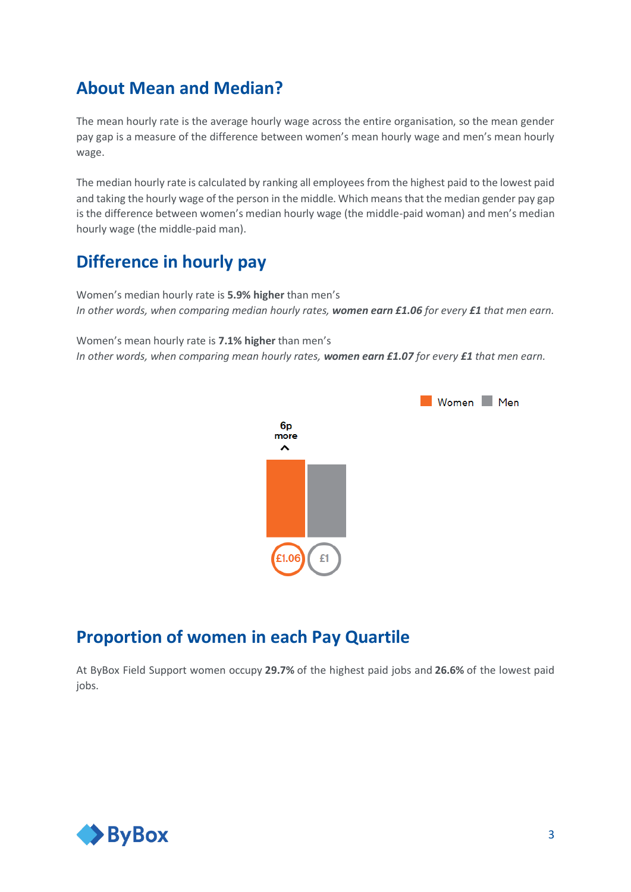## About Mean and Median?

The mean hourly rate is the average hourly wage across the entire organisation, so the mean gender pay gap is a measure of the difference between women's mean hourly wage and men's mean hourly wage.

The median hourly rate is calculated by ranking all employees from the highest paid to the lowest paid and taking the hourly wage of the person in the middle. Which means that the median gender pay gap is the difference between women's median hourly wage (the middle-paid woman) and men's median hourly wage (the middle-paid man).

## Difference in hourly pay

Women's median hourly rate is **5.9% higher** than men's
*In other words, when comparing median hourly rates, **women earn £1.06** for every **£1** that men earn.*

Women's mean hourly rate is **7.1% higher** than men's
*In other words, when comparing mean hourly rates, **women earn £1.07** for every **£1** that men earn.*

Women | Men

6p more

£1.06 £1

## Proportion of women in each Pay Quartile

At ByBox Field Support women occupy **29.7%** of the highest paid jobs and **26.6%** of the lowest paid jobs.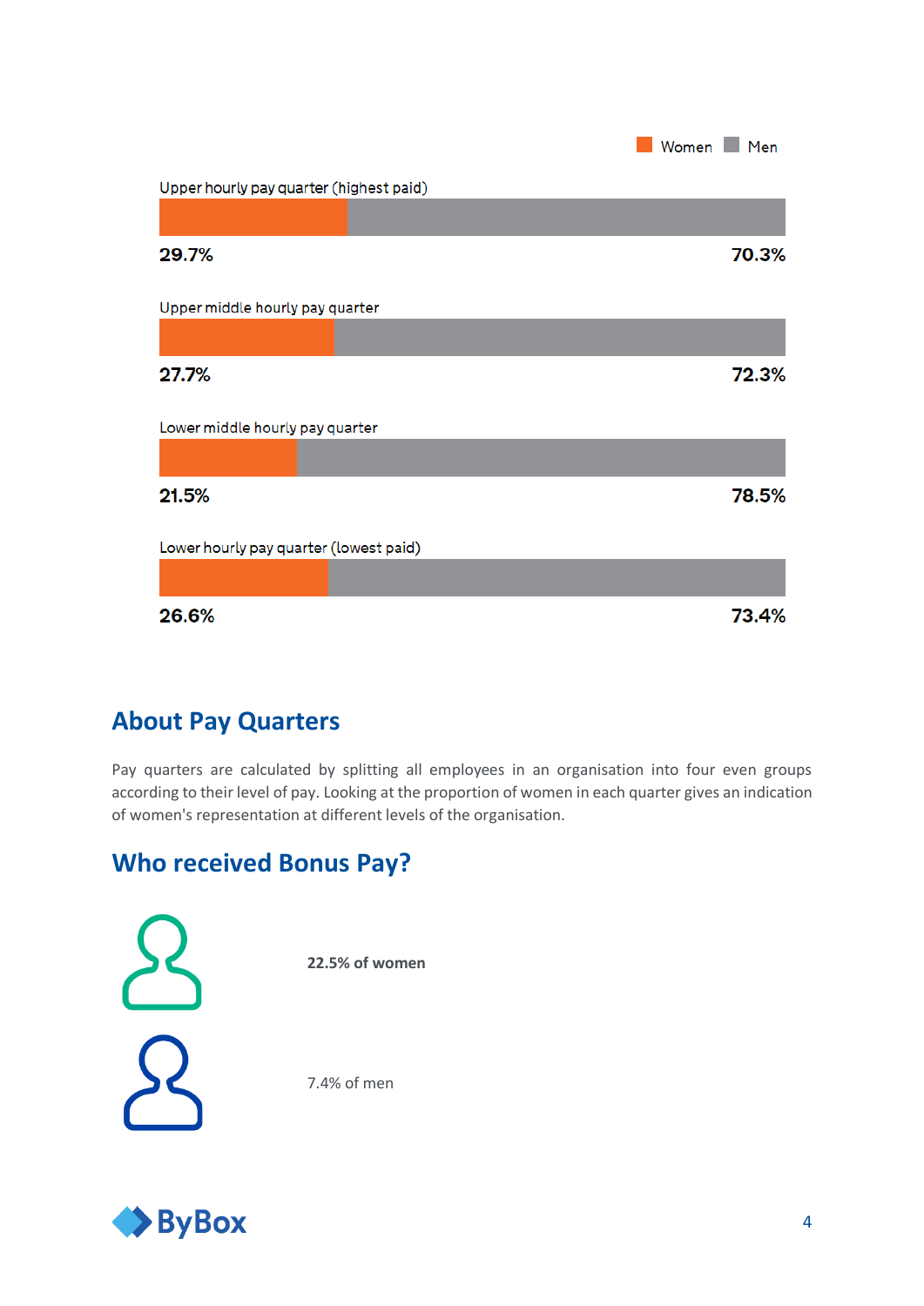Women Men

| Pay quarter | Women | Men |
|---|---|---|
| Upper hourly pay quarter (highest paid) | 29.7% | 70.3% |
| Upper middle hourly pay quarter | 27.7% | 72.3% |
| Lower middle hourly pay quarter | 21.5% | 78.5% |
| Lower hourly pay quarter (lowest paid) | 26.6% | 73.4% |

## About Pay Quarters

Pay quarters are calculated by splitting all employees in an organisation into four even groups according to their level of pay. Looking at the proportion of women in each quarter gives an indication of women's representation at different levels of the organisation.

## Who received Bonus Pay?

**22.5% of women**

7.4% of men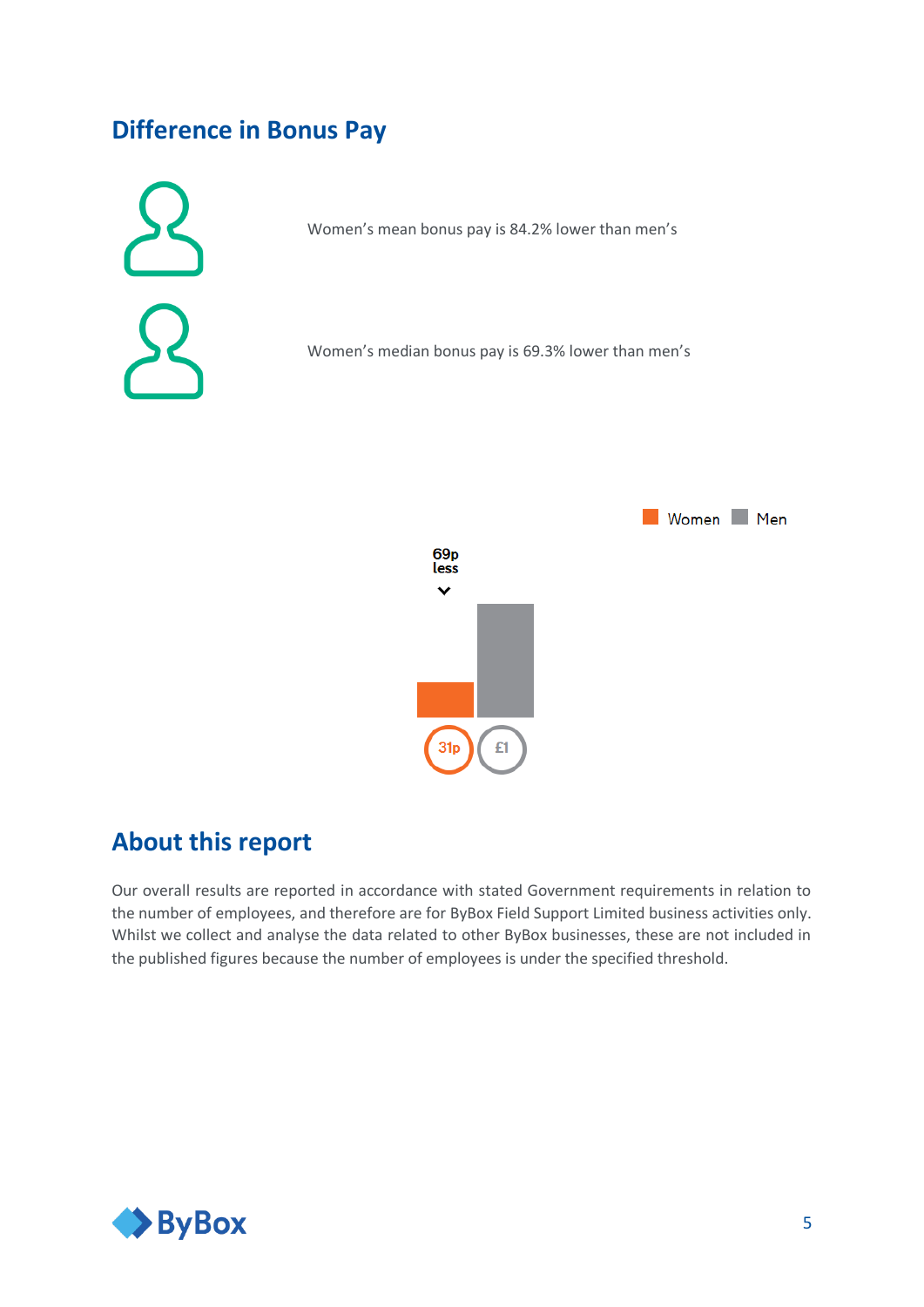## Difference in Bonus Pay

Women's mean bonus pay is 84.2% lower than men's

Women's median bonus pay is 69.3% lower than men's

Women Men

69p less

31p £1

## About this report

Our overall results are reported in accordance with stated Government requirements in relation to the number of employees, and therefore are for ByBox Field Support Limited business activities only. Whilst we collect and analyse the data related to other ByBox businesses, these are not included in the published figures because the number of employees is under the specified threshold.

ByBox